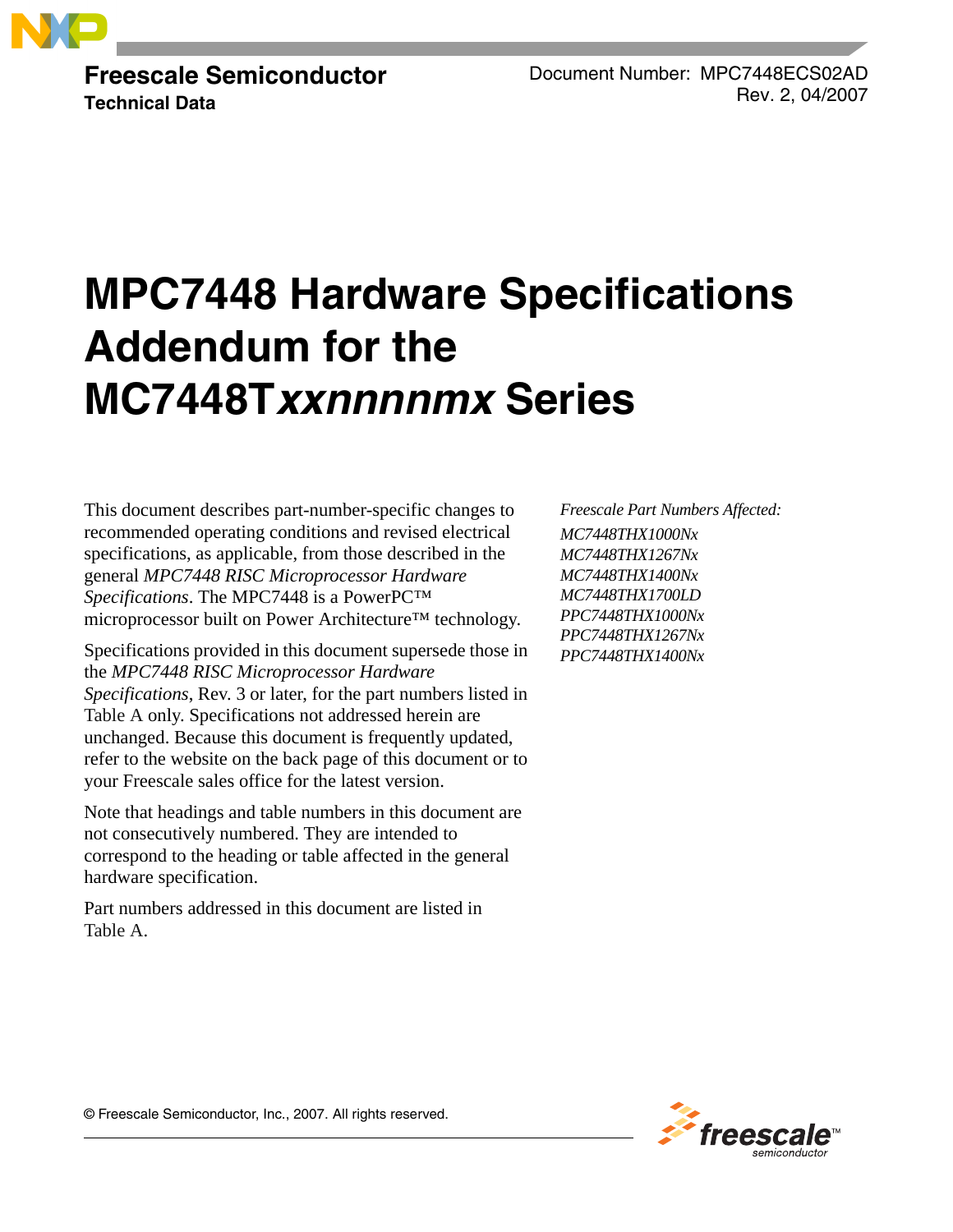**Freescale Semiconductor**
**Technical Data**

Document Number: MPC7448ECS02AD
Rev. 2, 04/2007

# MPC7448 Hardware Specifications Addendum for the MC7448T*xxnnnnmx* Series

This document describes part-number-specific changes to recommended operating conditions and revised electrical specifications, as applicable, from those described in the general *MPC7448 RISC Microprocessor Hardware Specifications*. The MPC7448 is a PowerPC™ microprocessor built on Power Architecture™ technology.

Specifications provided in this document supersede those in the *MPC7448 RISC Microprocessor Hardware Specifications*, Rev. 3 or later, for the part numbers listed in Table A only. Specifications not addressed herein are unchanged. Because this document is frequently updated, refer to the website on the back page of this document or to your Freescale sales office for the latest version.

Note that headings and table numbers in this document are not consecutively numbered. They are intended to correspond to the heading or table affected in the general hardware specification.

Part numbers addressed in this document are listed in Table A.

*Freescale Part Numbers Affected:*

*MC7448THX1000Nx*
*MC7448THX1267Nx*
*MC7448THX1400Nx*
*MC7448THX1700LD*
*PPC7448THX1000Nx*
*PPC7448THX1267Nx*
*PPC7448THX1400Nx*

© Freescale Semiconductor, Inc., 2007. All rights reserved.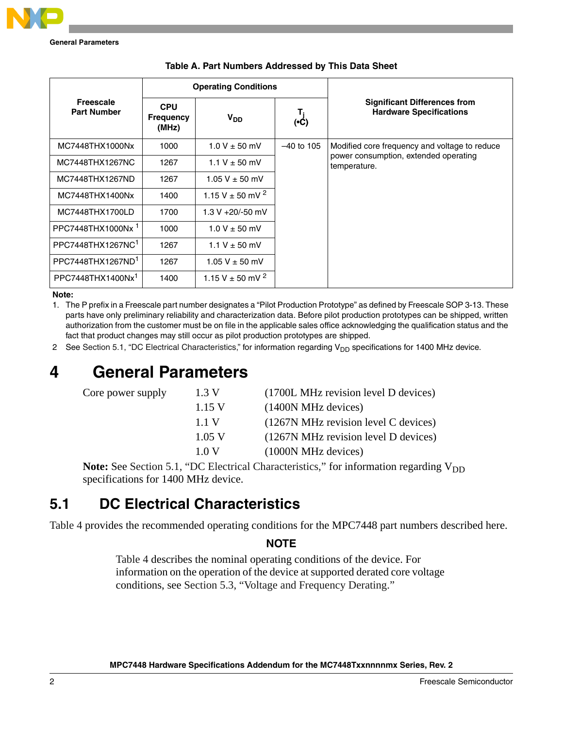**Table A. Part Numbers Addressed by This Data Sheet**

| Freescale Part Number | Operating Conditions | | | Significant Differences from Hardware Specifications |
|---|---|---|---|---|
| | CPU Frequency (MHz) | $V_{DD}$ | $T_j$ (•C) | |
| MC7448THX1000Nx | 1000 | 1.0 V ± 50 mV | –40 to 105 | Modified core frequency and voltage to reduce power consumption, extended operating temperature. |
| MC7448THX1267NC | 1267 | 1.1 V ± 50 mV | | |
| MC7448THX1267ND | 1267 | 1.05 V ± 50 mV | | |
| MC7448THX1400Nx | 1400 | 1.15 V ± 50 mV [2] | | |
| MC7448THX1700LD | 1700 | 1.3 V +20/-50 mV | | |
| PPC7448THX1000Nx [1] | 1000 | 1.0 V ± 50 mV | | |
| PPC7448THX1267NC[1] | 1267 | 1.1 V ± 50 mV | | |
| PPC7448THX1267ND[1] | 1267 | 1.05 V ± 50 mV | | |
| PPC7448THX1400Nx[1] | 1400 | 1.15 V ± 50 mV [2] | | |

**Note:**

1. The P prefix in a Freescale part number designates a "Pilot Production Prototype" as defined by Freescale SOP 3-13. These parts have only preliminary reliability and characterization data. Before pilot production prototypes can be shipped, written authorization from the customer must be on file in the applicable sales office acknowledging the qualification status and the fact that product changes may still occur as pilot production prototypes are shipped.
2. See Section 5.1, "DC Electrical Characteristics," for information regarding $V_{DD}$ specifications for 1400 MHz device.

# 4 General Parameters

| | | |
|---|---|---|
| Core power supply | 1.3 V | (1700L MHz revision level D devices) |
| | 1.15 V | (1400N MHz devices) |
| | 1.1 V | (1267N MHz revision level C devices) |
| | 1.05 V | (1267N MHz revision level D devices) |
| | 1.0 V | (1000N MHz devices) |

**Note:** See Section 5.1, "DC Electrical Characteristics," for information regarding $V_{DD}$ specifications for 1400 MHz device.

## 5.1 DC Electrical Characteristics

Table 4 provides the recommended operating conditions for the MPC7448 part numbers described here.

**NOTE**

Table 4 describes the nominal operating conditions of the device. For information on the operation of the device at supported derated core voltage conditions, see Section 5.3, "Voltage and Frequency Derating."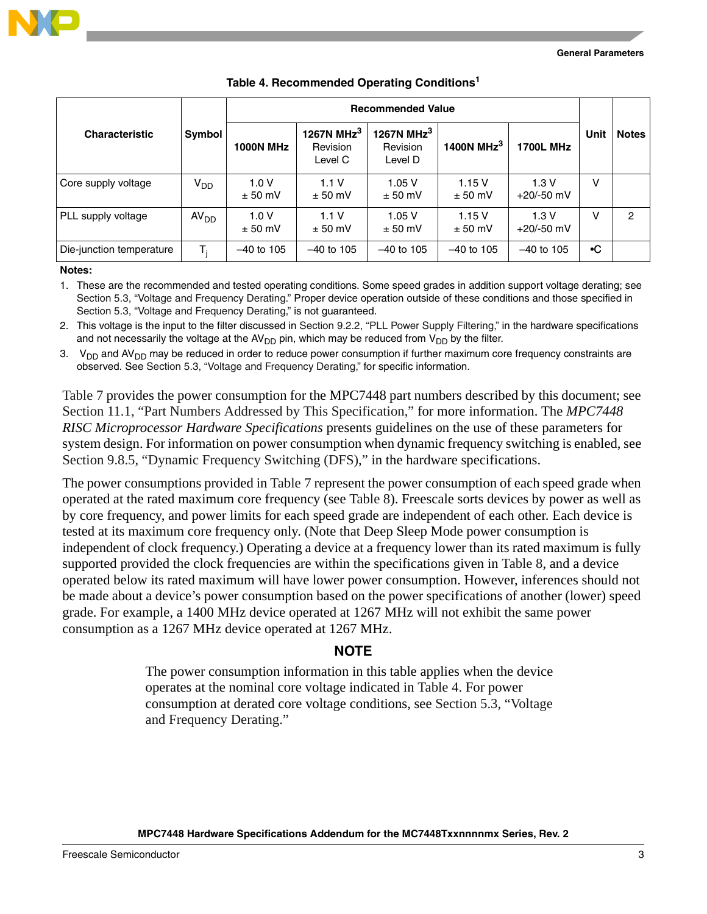**Table 4. Recommended Operating Conditions[1]**

| Characteristic | Symbol | Recommended Value | | | | | Unit | Notes |
|---|---|---|---|---|---|---|---|---|
| | | 1000N MHz | 1267N MHz[3] Revision Level C | 1267N MHz[3] Revision Level D | 1400N MHz[3] | 1700L MHz | | |
| Core supply voltage | $V_{DD}$ | 1.0 V ± 50 mV | 1.1 V ± 50 mV | 1.05 V ± 50 mV | 1.15 V ± 50 mV | 1.3 V +20/-50 mV | V | |
| PLL supply voltage | $AV_{DD}$ | 1.0 V ± 50 mV | 1.1 V ± 50 mV | 1.05 V ± 50 mV | 1.15 V ± 50 mV | 1.3 V +20/-50 mV | V | 2 |
| Die-junction temperature | $T_j$ | –40 to 105 | –40 to 105 | –40 to 105 | –40 to 105 | –40 to 105 | •C | |

**Notes:**

1. These are the recommended and tested operating conditions. Some speed grades in addition support voltage derating; see Section 5.3, "Voltage and Frequency Derating." Proper device operation outside of these conditions and those specified in Section 5.3, "Voltage and Frequency Derating," is not guaranteed.
2. This voltage is the input to the filter discussed in Section 9.2.2, "PLL Power Supply Filtering," in the hardware specifications and not necessarily the voltage at the $AV_{DD}$ pin, which may be reduced from $V_{DD}$ by the filter.
3. $V_{DD}$ and $AV_{DD}$ may be reduced in order to reduce power consumption if further maximum core frequency constraints are observed. See Section 5.3, "Voltage and Frequency Derating," for specific information.

Table 7 provides the power consumption for the MPC7448 part numbers described by this document; see Section 11.1, "Part Numbers Addressed by This Specification," for more information. The *MPC7448 RISC Microprocessor Hardware Specifications* presents guidelines on the use of these parameters for system design. For information on power consumption when dynamic frequency switching is enabled, see Section 9.8.5, "Dynamic Frequency Switching (DFS)," in the hardware specifications.

The power consumptions provided in Table 7 represent the power consumption of each speed grade when operated at the rated maximum core frequency (see Table 8). Freescale sorts devices by power as well as by core frequency, and power limits for each speed grade are independent of each other. Each device is tested at its maximum core frequency only. (Note that Deep Sleep Mode power consumption is independent of clock frequency.) Operating a device at a frequency lower than its rated maximum is fully supported provided the clock frequencies are within the specifications given in Table 8, and a device operated below its rated maximum will have lower power consumption. However, inferences should not be made about a device's power consumption based on the power specifications of another (lower) speed grade. For example, a 1400 MHz device operated at 1267 MHz will not exhibit the same power consumption as a 1267 MHz device operated at 1267 MHz.

**NOTE**

The power consumption information in this table applies when the device operates at the nominal core voltage indicated in Table 4. For power consumption at derated core voltage conditions, see Section 5.3, "Voltage and Frequency Derating."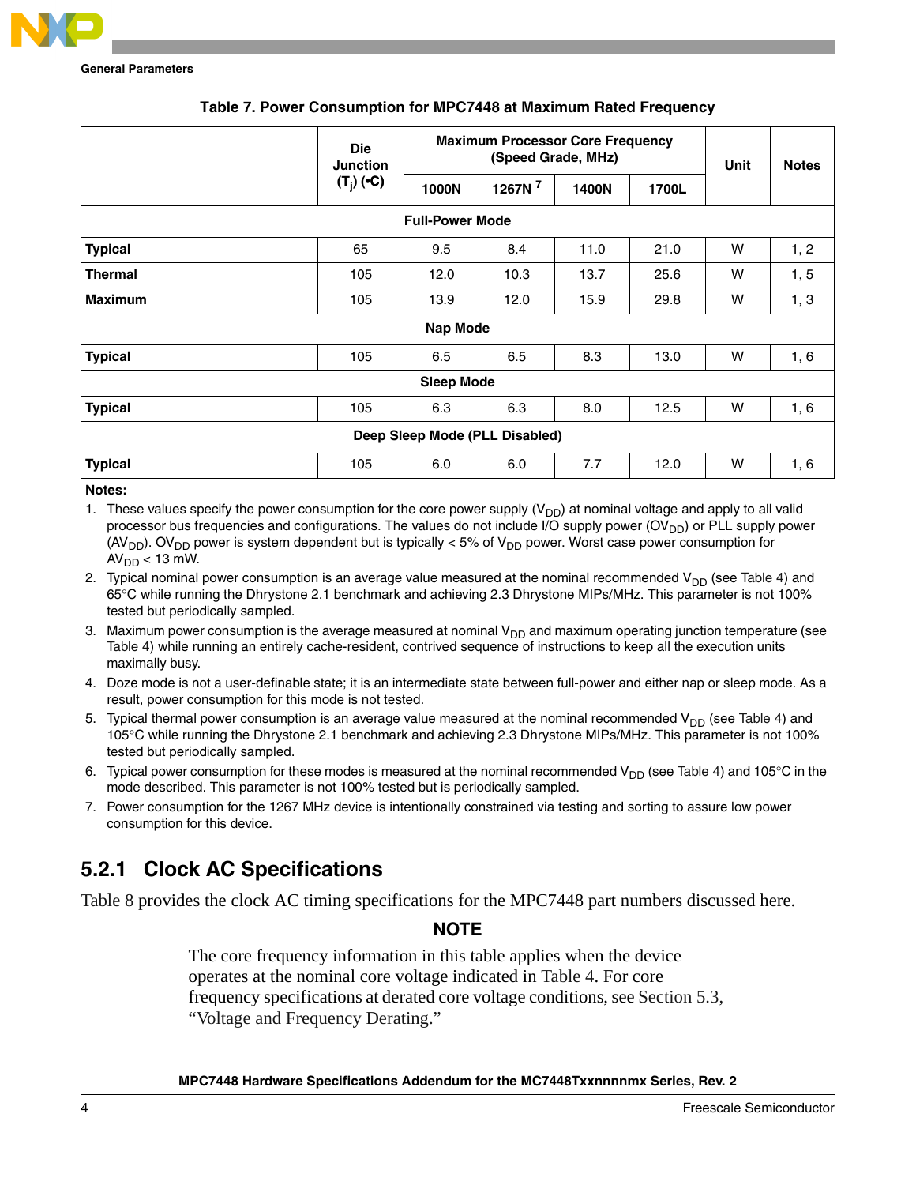**Table 7. Power Consumption for MPC7448 at Maximum Rated Frequency**

| | Die Junction ($T_j$) (•C) | Maximum Processor Core Frequency (Speed Grade, MHz) | | | | Unit | Notes |
|---|---|---|---|---|---|---|---|
| | | 1000N | 1267N [7] | 1400N | 1700L | | |
| **Full-Power Mode** | | | | | | | |
| **Typical** | 65 | 9.5 | 8.4 | 11.0 | 21.0 | W | 1, 2 |
| **Thermal** | 105 | 12.0 | 10.3 | 13.7 | 25.6 | W | 1, 5 |
| **Maximum** | 105 | 13.9 | 12.0 | 15.9 | 29.8 | W | 1, 3 |
| **Nap Mode** | | | | | | | |
| **Typical** | 105 | 6.5 | 6.5 | 8.3 | 13.0 | W | 1, 6 |
| **Sleep Mode** | | | | | | | |
| **Typical** | 105 | 6.3 | 6.3 | 8.0 | 12.5 | W | 1, 6 |
| **Deep Sleep Mode (PLL Disabled)** | | | | | | | |
| **Typical** | 105 | 6.0 | 6.0 | 7.7 | 12.0 | W | 1, 6 |

**Notes:**

1. These values specify the power consumption for the core power supply ($V_{DD}$) at nominal voltage and apply to all valid processor bus frequencies and configurations. The values do not include I/O supply power ($OV_{DD}$) or PLL supply power ($AV_{DD}$). $OV_{DD}$ power is system dependent but is typically < 5% of $V_{DD}$ power. Worst case power consumption for $AV_{DD}$ < 13 mW.
2. Typical nominal power consumption is an average value measured at the nominal recommended $V_{DD}$ (see Table 4) and 65°C while running the Dhrystone 2.1 benchmark and achieving 2.3 Dhrystone MIPs/MHz. This parameter is not 100% tested but periodically sampled.
3. Maximum power consumption is the average measured at nominal $V_{DD}$ and maximum operating junction temperature (see Table 4) while running an entirely cache-resident, contrived sequence of instructions to keep all the execution units maximally busy.
4. Doze mode is not a user-definable state; it is an intermediate state between full-power and either nap or sleep mode. As a result, power consumption for this mode is not tested.
5. Typical thermal power consumption is an average value measured at the nominal recommended $V_{DD}$ (see Table 4) and 105°C while running the Dhrystone 2.1 benchmark and achieving 2.3 Dhrystone MIPs/MHz. This parameter is not 100% tested but periodically sampled.
6. Typical power consumption for these modes is measured at the nominal recommended $V_{DD}$ (see Table 4) and 105°C in the mode described. This parameter is not 100% tested but is periodically sampled.
7. Power consumption for the 1267 MHz device is intentionally constrained via testing and sorting to assure low power consumption for this device.

### 5.2.1 Clock AC Specifications

Table 8 provides the clock AC timing specifications for the MPC7448 part numbers discussed here.

**NOTE**

The core frequency information in this table applies when the device operates at the nominal core voltage indicated in Table 4. For core frequency specifications at derated core voltage conditions, see Section 5.3, "Voltage and Frequency Derating."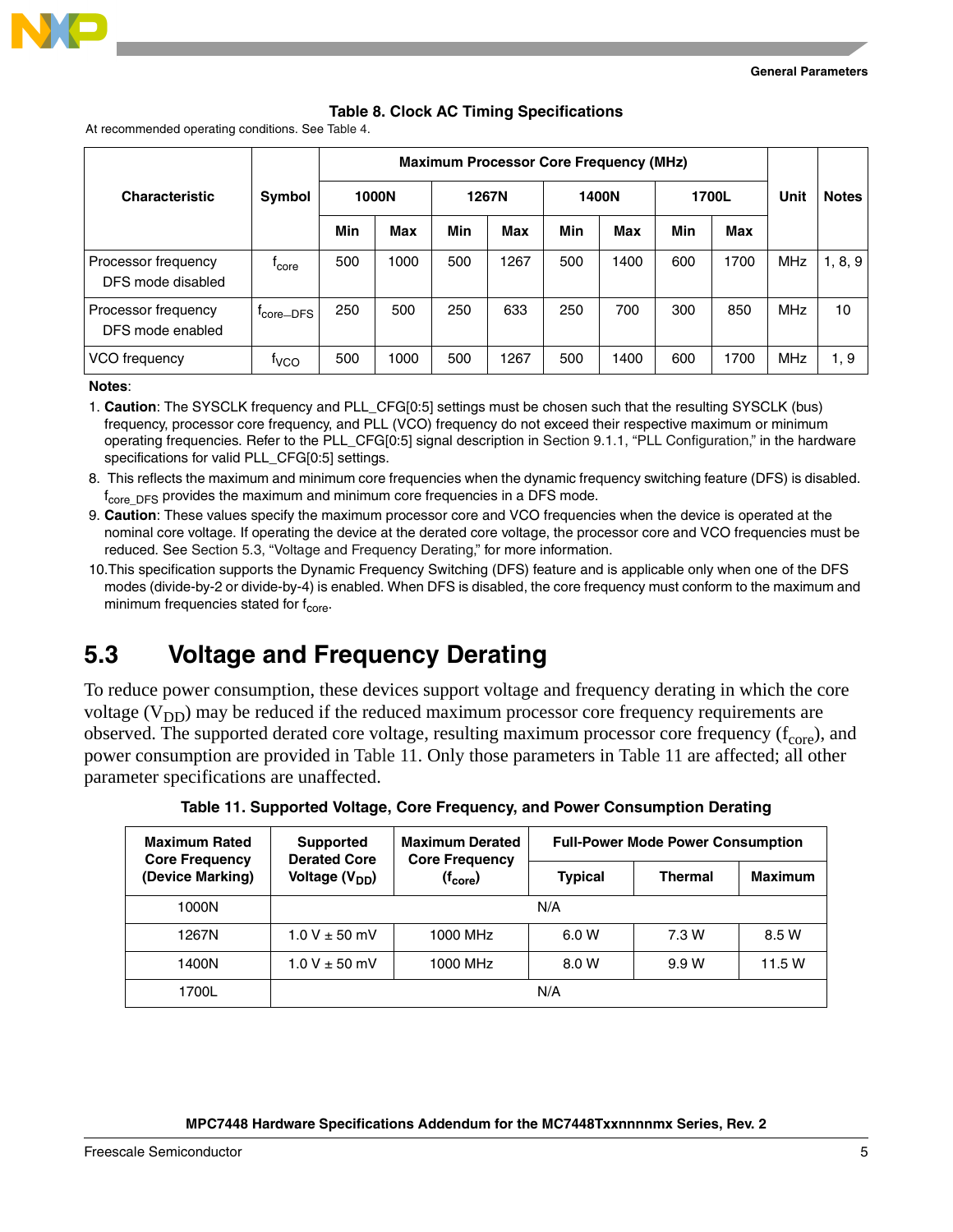**Table 8. Clock AC Timing Specifications**

At recommended operating conditions. See Table 4.

| Characteristic | Symbol | Maximum Processor Core Frequency (MHz) | | | | | | | | Unit | Notes |
|---|---|---|---|---|---|---|---|---|---|---|---|
| | | 1000N | | 1267N | | 1400N | | 1700L | | | |
| | | Min | Max | Min | Max | Min | Max | Min | Max | | |
| Processor frequency DFS mode disabled | $f_{core}$ | 500 | 1000 | 500 | 1267 | 500 | 1400 | 600 | 1700 | MHz | 1, 8, 9 |
| Processor frequency DFS mode enabled | $f_{core\text{–}DFS}$ | 250 | 500 | 250 | 633 | 250 | 700 | 300 | 850 | MHz | 10 |
| VCO frequency | $f_{VCO}$ | 500 | 1000 | 500 | 1267 | 500 | 1400 | 600 | 1700 | MHz | 1, 9 |

**Notes**:

1. **Caution**: The SYSCLK frequency and PLL_CFG[0:5] settings must be chosen such that the resulting SYSCLK (bus) frequency, processor core frequency, and PLL (VCO) frequency do not exceed their respective maximum or minimum operating frequencies. Refer to the PLL_CFG[0:5] signal description in Section 9.1.1, "PLL Configuration," in the hardware specifications for valid PLL_CFG[0:5] settings.
8. This reflects the maximum and minimum core frequencies when the dynamic frequency switching feature (DFS) is disabled. $f_{core\_DFS}$ provides the maximum and minimum core frequencies in a DFS mode.
9. **Caution**: These values specify the maximum processor core and VCO frequencies when the device is operated at the nominal core voltage. If operating the device at the derated core voltage, the processor core and VCO frequencies must be reduced. See Section 5.3, "Voltage and Frequency Derating," for more information.
10. This specification supports the Dynamic Frequency Switching (DFS) feature and is applicable only when one of the DFS modes (divide-by-2 or divide-by-4) is enabled. When DFS is disabled, the core frequency must conform to the maximum and minimum frequencies stated for $f_{core}$.

## 5.3 Voltage and Frequency Derating

To reduce power consumption, these devices support voltage and frequency derating in which the core voltage ($V_{DD}$) may be reduced if the reduced maximum processor core frequency requirements are observed. The supported derated core voltage, resulting maximum processor core frequency ($f_{core}$), and power consumption are provided in Table 11. Only those parameters in Table 11 are affected; all other parameter specifications are unaffected.

**Table 11. Supported Voltage, Core Frequency, and Power Consumption Derating**

| Maximum Rated Core Frequency (Device Marking) | Supported Derated Core Voltage ($V_{DD}$) | Maximum Derated Core Frequency ($f_{core}$) | Full-Power Mode Power Consumption | | |
|---|---|---|---|---|---|
| | | | Typical | Thermal | Maximum |
| 1000N | N/A | | | | |
| 1267N | 1.0 V ± 50 mV | 1000 MHz | 6.0 W | 7.3 W | 8.5 W |
| 1400N | 1.0 V ± 50 mV | 1000 MHz | 8.0 W | 9.9 W | 11.5 W |
| 1700L | N/A | | | | |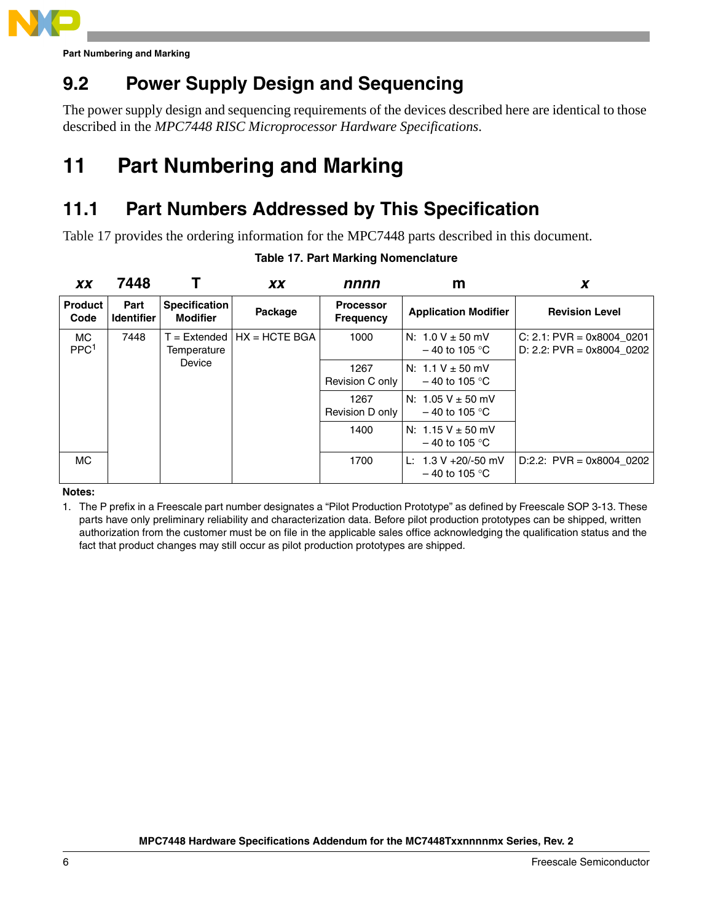## 9.2 Power Supply Design and Sequencing

The power supply design and sequencing requirements of the devices described here are identical to those described in the *MPC7448 RISC Microprocessor Hardware Specifications*.

# 11 Part Numbering and Marking

## 11.1 Part Numbers Addressed by This Specification

Table 17 provides the ordering information for the MPC7448 parts described in this document.

**Table 17. Part Marking Nomenclature**

| *xx* | 7448 | T | *xx* | *nnnn* | m | *x* |
|---|---|---|---|---|---|---|
| **Product Code** | **Part Identifier** | **Specification Modifier** | **Package** | **Processor Frequency** | **Application Modifier** | **Revision Level** |
| MC PPC[1] | 7448 | T = Extended Temperature Device | HX = HCTE BGA | 1000 | N: 1.0 V ± 50 mV – 40 to 105 °C | C: 2.1: PVR = 0x8004_0201 D: 2.2: PVR = 0x8004_0202 |
| | | | | 1267 Revision C only | N: 1.1 V ± 50 mV – 40 to 105 °C | |
| | | | | 1267 Revision D only | N: 1.05 V ± 50 mV – 40 to 105 °C | |
| | | | | 1400 | N: 1.15 V ± 50 mV – 40 to 105 °C | |
| MC | | | | 1700 | L: 1.3 V +20/-50 mV – 40 to 105 °C | D:2.2: PVR = 0x8004_0202 |

**Notes:**

1. The P prefix in a Freescale part number designates a “Pilot Production Prototype” as defined by Freescale SOP 3-13. These parts have only preliminary reliability and characterization data. Before pilot production prototypes can be shipped, written authorization from the customer must be on file in the applicable sales office acknowledging the qualification status and the fact that product changes may still occur as pilot production prototypes are shipped.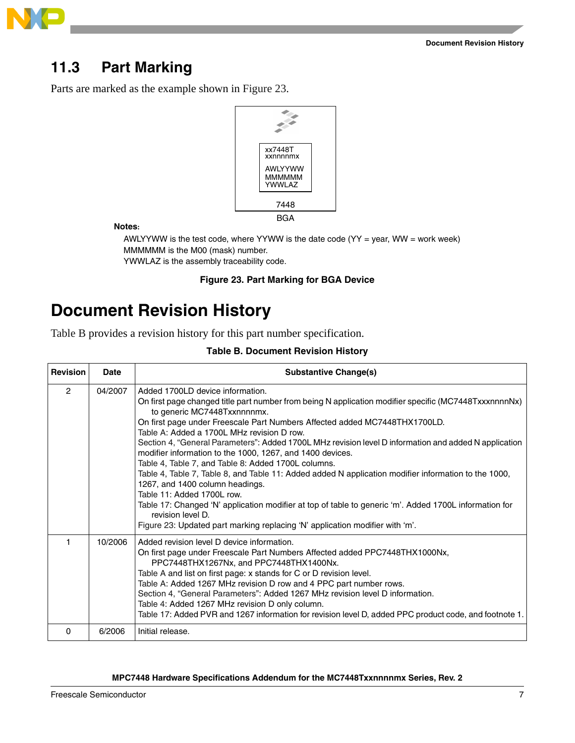## 11.3 Part Marking

Parts are marked as the example shown in Figure 23.

```
xx7448T
xxnnnnmx

AWLYYWW
MMMMMM
YWWLAZ

7448
```

BGA

**Notes:**

AWLYYWW is the test code, where YYWW is the date code (YY = year, WW = work week)
MMMMMM is the M00 (mask) number.
YWWLAZ is the assembly traceability code.

**Figure 23. Part Marking for BGA Device**

# Document Revision History

Table B provides a revision history for this part number specification.

**Table B. Document Revision History**

| Revision | Date | Substantive Change(s) |
|---|---|---|
| 2 | 04/2007 | Added 1700LD device information.<br>On first page changed title part number from being N application modifier specific (MC7448TxxxnnnnNx) to generic MC7448Txxnnnnmx.<br>On first page under Freescale Part Numbers Affected added MC7448THX1700LD.<br>Table A: Added a 1700L MHz revision D row.<br>Section 4, “General Parameters”: Added 1700L MHz revision level D information and added N application modifier information to the 1000, 1267, and 1400 devices.<br>Table 4, Table 7, and Table 8: Added 1700L columns.<br>Table 4, Table 7, Table 8, and Table 11: Added added N application modifier information to the 1000, 1267, and 1400 column headings.<br>Table 11: Added 1700L row.<br>Table 17: Changed ‘N’ application modifier at top of table to generic ‘m’. Added 1700L information for revision level D.<br>Figure 23: Updated part marking replacing ‘N’ application modifier with ‘m’. |
| 1 | 10/2006 | Added revision level D device information.<br>On first page under Freescale Part Numbers Affected added PPC7448THX1000Nx, PPC7448THX1267Nx, and PPC7448THX1400Nx.<br>Table A and list on first page: x stands for C or D revision level.<br>Table A: Added 1267 MHz revision D row and 4 PPC part number rows.<br>Section 4, “General Parameters”: Added 1267 MHz revision level D information.<br>Table 4: Added 1267 MHz revision D only column.<br>Table 17: Added PVR and 1267 information for revision level D, added PPC product code, and footnote 1. |
| 0 | 6/2006 | Initial release. |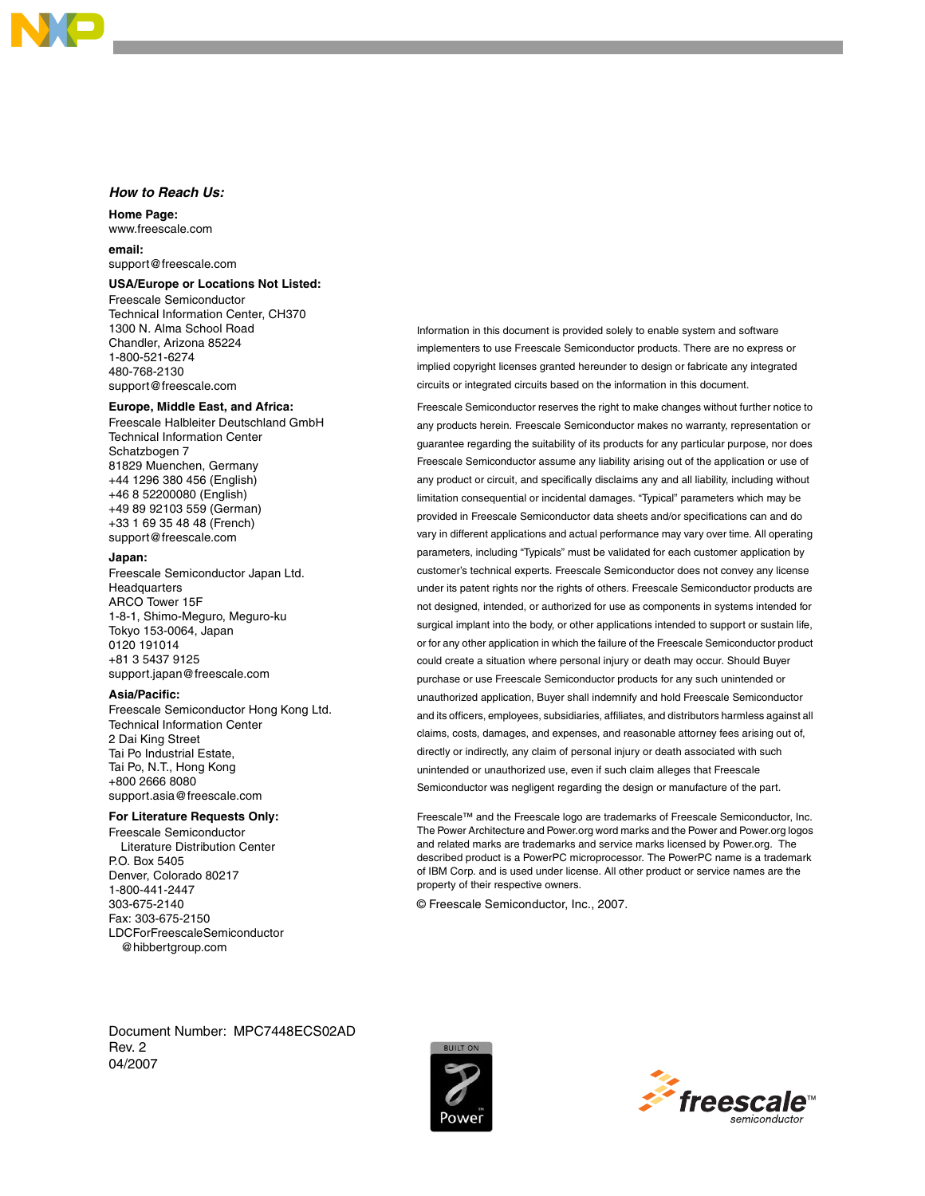*How to Reach Us:*

**Home Page:**
www.freescale.com

**email:**
support@freescale.com

**USA/Europe or Locations Not Listed:**
Freescale Semiconductor
Technical Information Center, CH370
1300 N. Alma School Road
Chandler, Arizona 85224
1-800-521-6274
480-768-2130
support@freescale.com

**Europe, Middle East, and Africa:**
Freescale Halbleiter Deutschland GmbH
Technical Information Center
Schatzbogen 7
81829 Muenchen, Germany
+44 1296 380 456 (English)
+46 8 52200080 (English)
+49 89 92103 559 (German)
+33 1 69 35 48 48 (French)
support@freescale.com

**Japan:**
Freescale Semiconductor Japan Ltd.
Headquarters
ARCO Tower 15F
1-8-1, Shimo-Meguro, Meguro-ku
Tokyo 153-0064, Japan
0120 191014
+81 3 5437 9125
support.japan@freescale.com

**Asia/Pacific:**
Freescale Semiconductor Hong Kong Ltd.
Technical Information Center
2 Dai King Street
Tai Po Industrial Estate,
Tai Po, N.T., Hong Kong
+800 2666 8080
support.asia@freescale.com

**For Literature Requests Only:**
Freescale Semiconductor
Literature Distribution Center
P.O. Box 5405
Denver, Colorado 80217
1-800-441-2447
303-675-2140
Fax: 303-675-2150
LDCForFreescaleSemiconductor
@hibbertgroup.com

Information in this document is provided solely to enable system and software implementers to use Freescale Semiconductor products. There are no express or implied copyright licenses granted hereunder to design or fabricate any integrated circuits or integrated circuits based on the information in this document.

Freescale Semiconductor reserves the right to make changes without further notice to any products herein. Freescale Semiconductor makes no warranty, representation or guarantee regarding the suitability of its products for any particular purpose, nor does Freescale Semiconductor assume any liability arising out of the application or use of any product or circuit, and specifically disclaims any and all liability, including without limitation consequential or incidental damages. "Typical" parameters which may be provided in Freescale Semiconductor data sheets and/or specifications can and do vary in different applications and actual performance may vary over time. All operating parameters, including "Typicals" must be validated for each customer application by customer's technical experts. Freescale Semiconductor does not convey any license under its patent rights nor the rights of others. Freescale Semiconductor products are not designed, intended, or authorized for use as components in systems intended for surgical implant into the body, or other applications intended to support or sustain life, or for any other application in which the failure of the Freescale Semiconductor product could create a situation where personal injury or death may occur. Should Buyer purchase or use Freescale Semiconductor products for any such unintended or unauthorized application, Buyer shall indemnify and hold Freescale Semiconductor and its officers, employees, subsidiaries, affiliates, and distributors harmless against all claims, costs, damages, and expenses, and reasonable attorney fees arising out of, directly or indirectly, any claim of personal injury or death associated with such unintended or unauthorized use, even if such claim alleges that Freescale Semiconductor was negligent regarding the design or manufacture of the part.

Freescale™ and the Freescale logo are trademarks of Freescale Semiconductor, Inc. The Power Architecture and Power.org word marks and the Power and Power.org logos and related marks are trademarks and service marks licensed by Power.org. The described product is a PowerPC microprocessor. The PowerPC name is a trademark of IBM Corp. and is used under license. All other product or service names are the property of their respective owners.

© Freescale Semiconductor, Inc., 2007.

Document Number: MPC7448ECS02AD
Rev. 2
04/2007